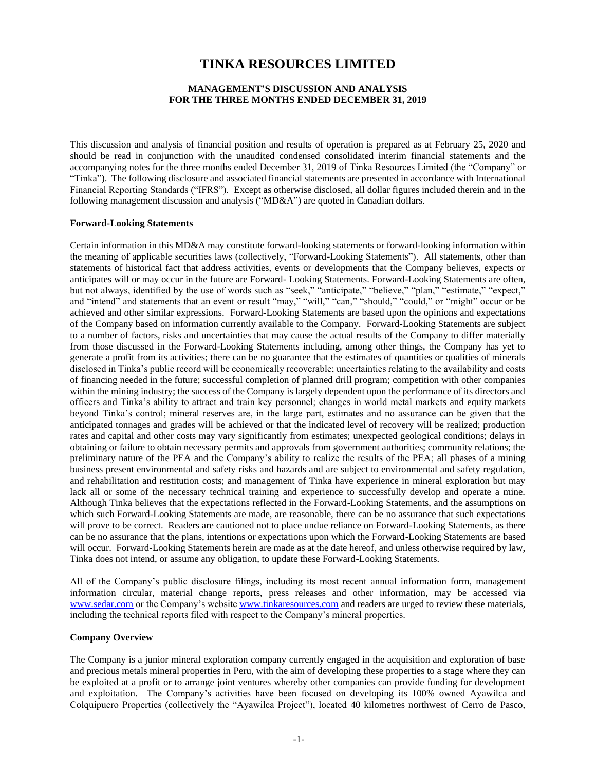# TINKA RESOURCES LIMITED

### MANAGEMENT'S DISCUSSION AND ANALYSIS
### FOR THE THREE MONTHS ENDED DECEMBER 31, 2019

This discussion and analysis of financial position and results of operation is prepared as at February 25, 2020 and should be read in conjunction with the unaudited condensed consolidated interim financial statements and the accompanying notes for the three months ended December 31, 2019 of Tinka Resources Limited (the "Company" or "Tinka"). The following disclosure and associated financial statements are presented in accordance with International Financial Reporting Standards ("IFRS"). Except as otherwise disclosed, all dollar figures included therein and in the following management discussion and analysis ("MD&A") are quoted in Canadian dollars.

**Forward-Looking Statements**

Certain information in this MD&A may constitute forward-looking statements or forward-looking information within the meaning of applicable securities laws (collectively, "Forward-Looking Statements"). All statements, other than statements of historical fact that address activities, events or developments that the Company believes, expects or anticipates will or may occur in the future are Forward- Looking Statements. Forward-Looking Statements are often, but not always, identified by the use of words such as "seek," "anticipate," "believe," "plan," "estimate," "expect," and "intend" and statements that an event or result "may," "will," "can," "should," "could," or "might" occur or be achieved and other similar expressions. Forward-Looking Statements are based upon the opinions and expectations of the Company based on information currently available to the Company. Forward-Looking Statements are subject to a number of factors, risks and uncertainties that may cause the actual results of the Company to differ materially from those discussed in the Forward-Looking Statements including, among other things, the Company has yet to generate a profit from its activities; there can be no guarantee that the estimates of quantities or qualities of minerals disclosed in Tinka's public record will be economically recoverable; uncertainties relating to the availability and costs of financing needed in the future; successful completion of planned drill program; competition with other companies within the mining industry; the success of the Company is largely dependent upon the performance of its directors and officers and Tinka's ability to attract and train key personnel; changes in world metal markets and equity markets beyond Tinka's control; mineral reserves are, in the large part, estimates and no assurance can be given that the anticipated tonnages and grades will be achieved or that the indicated level of recovery will be realized; production rates and capital and other costs may vary significantly from estimates; unexpected geological conditions; delays in obtaining or failure to obtain necessary permits and approvals from government authorities; community relations; the preliminary nature of the PEA and the Company's ability to realize the results of the PEA; all phases of a mining business present environmental and safety risks and hazards and are subject to environmental and safety regulation, and rehabilitation and restitution costs; and management of Tinka have experience in mineral exploration but may lack all or some of the necessary technical training and experience to successfully develop and operate a mine. Although Tinka believes that the expectations reflected in the Forward-Looking Statements, and the assumptions on which such Forward-Looking Statements are made, are reasonable, there can be no assurance that such expectations will prove to be correct. Readers are cautioned not to place undue reliance on Forward-Looking Statements, as there can be no assurance that the plans, intentions or expectations upon which the Forward-Looking Statements are based will occur. Forward-Looking Statements herein are made as at the date hereof, and unless otherwise required by law, Tinka does not intend, or assume any obligation, to update these Forward-Looking Statements.

All of the Company's public disclosure filings, including its most recent annual information form, management information circular, material change reports, press releases and other information, may be accessed via www.sedar.com or the Company's website www.tinkaresources.com and readers are urged to review these materials, including the technical reports filed with respect to the Company's mineral properties.

**Company Overview**

The Company is a junior mineral exploration company currently engaged in the acquisition and exploration of base and precious metals mineral properties in Peru, with the aim of developing these properties to a stage where they can be exploited at a profit or to arrange joint ventures whereby other companies can provide funding for development and exploitation. The Company's activities have been focused on developing its 100% owned Ayawilca and Colquipucro Properties (collectively the "Ayawilca Project"), located 40 kilometres northwest of Cerro de Pasco,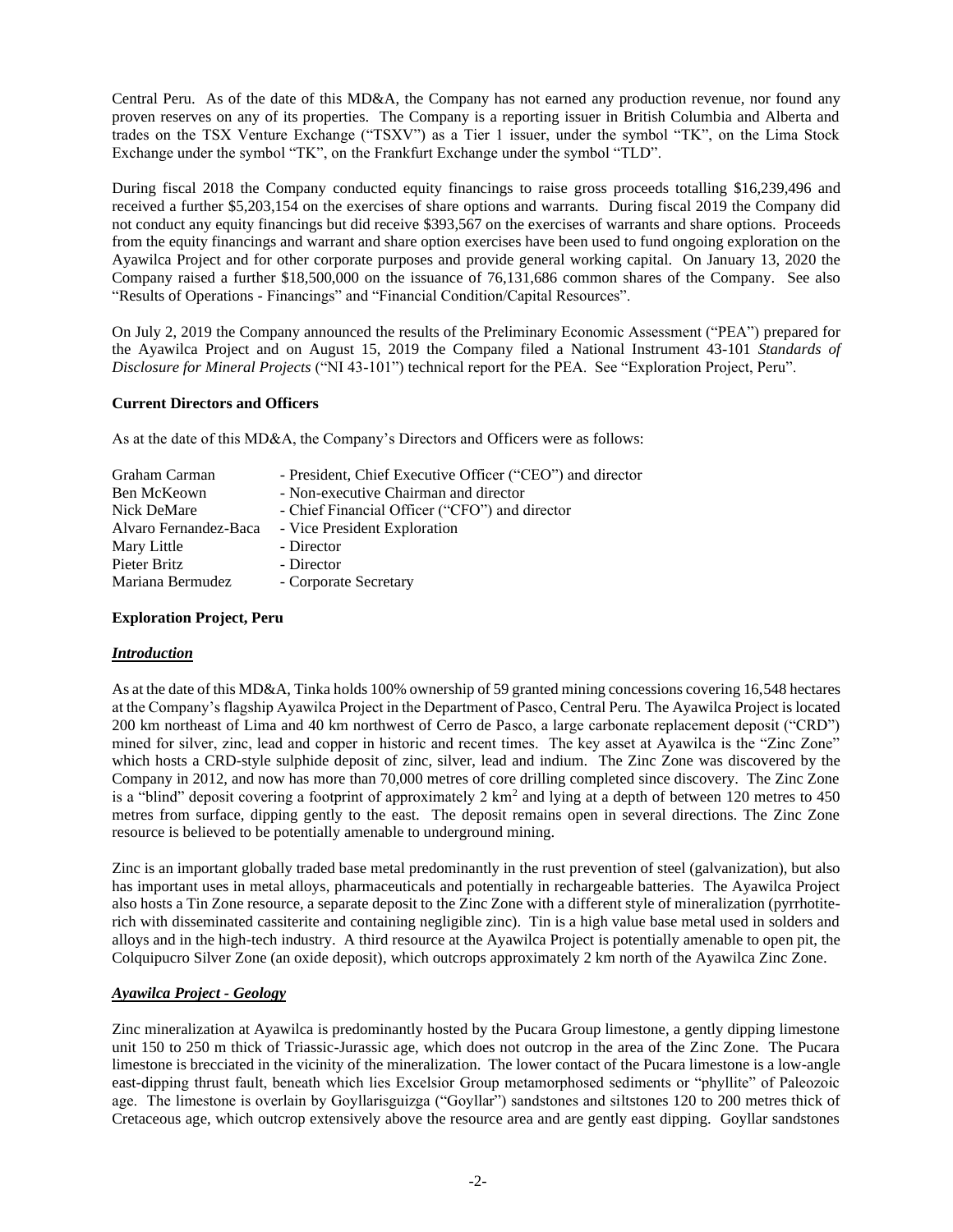Central Peru. As of the date of this MD&A, the Company has not earned any production revenue, nor found any proven reserves on any of its properties. The Company is a reporting issuer in British Columbia and Alberta and trades on the TSX Venture Exchange ("TSXV") as a Tier 1 issuer, under the symbol "TK", on the Lima Stock Exchange under the symbol "TK", on the Frankfurt Exchange under the symbol "TLD".

During fiscal 2018 the Company conducted equity financings to raise gross proceeds totalling $16,239,496 and received a further $5,203,154 on the exercises of share options and warrants. During fiscal 2019 the Company did not conduct any equity financings but did receive $393,567 on the exercises of warrants and share options. Proceeds from the equity financings and warrant and share option exercises have been used to fund ongoing exploration on the Ayawilca Project and for other corporate purposes and provide general working capital. On January 13, 2020 the Company raised a further $18,500,000 on the issuance of 76,131,686 common shares of the Company. See also "Results of Operations - Financings" and "Financial Condition/Capital Resources".

On July 2, 2019 the Company announced the results of the Preliminary Economic Assessment ("PEA") prepared for the Ayawilca Project and on August 15, 2019 the Company filed a National Instrument 43-101 *Standards of Disclosure for Mineral Projects* ("NI 43-101") technical report for the PEA. See "Exploration Project, Peru".

**Current Directors and Officers**

As at the date of this MD&A, the Company's Directors and Officers were as follows:

| | |
|---|---|
| Graham Carman | - President, Chief Executive Officer ("CEO") and director |
| Ben McKeown | - Non-executive Chairman and director |
| Nick DeMare | - Chief Financial Officer ("CFO") and director |
| Alvaro Fernandez-Baca | - Vice President Exploration |
| Mary Little | - Director |
| Pieter Britz | - Director |
| Mariana Bermudez | - Corporate Secretary |

**Exploration Project, Peru**

***Introduction***

As at the date of this MD&A, Tinka holds 100% ownership of 59 granted mining concessions covering 16,548 hectares at the Company's flagship Ayawilca Project in the Department of Pasco, Central Peru. The Ayawilca Project is located 200 km northeast of Lima and 40 km northwest of Cerro de Pasco, a large carbonate replacement deposit ("CRD") mined for silver, zinc, lead and copper in historic and recent times. The key asset at Ayawilca is the "Zinc Zone" which hosts a CRD-style sulphide deposit of zinc, silver, lead and indium. The Zinc Zone was discovered by the Company in 2012, and now has more than 70,000 metres of core drilling completed since discovery. The Zinc Zone is a "blind" deposit covering a footprint of approximately 2 km$^2$ and lying at a depth of between 120 metres to 450 metres from surface, dipping gently to the east. The deposit remains open in several directions. The Zinc Zone resource is believed to be potentially amenable to underground mining.

Zinc is an important globally traded base metal predominantly in the rust prevention of steel (galvanization), but also has important uses in metal alloys, pharmaceuticals and potentially in rechargeable batteries. The Ayawilca Project also hosts a Tin Zone resource, a separate deposit to the Zinc Zone with a different style of mineralization (pyrrhotite-rich with disseminated cassiterite and containing negligible zinc). Tin is a high value base metal used in solders and alloys and in the high-tech industry. A third resource at the Ayawilca Project is potentially amenable to open pit, the Colquipucro Silver Zone (an oxide deposit), which outcrops approximately 2 km north of the Ayawilca Zinc Zone.

***Ayawilca Project - Geology***

Zinc mineralization at Ayawilca is predominantly hosted by the Pucara Group limestone, a gently dipping limestone unit 150 to 250 m thick of Triassic-Jurassic age, which does not outcrop in the area of the Zinc Zone. The Pucara limestone is brecciated in the vicinity of the mineralization. The lower contact of the Pucara limestone is a low-angle east-dipping thrust fault, beneath which lies Excelsior Group metamorphosed sediments or "phyllite" of Paleozoic age. The limestone is overlain by Goyllarisguizga ("Goyllar") sandstones and siltstones 120 to 200 metres thick of Cretaceous age, which outcrop extensively above the resource area and are gently east dipping. Goyllar sandstones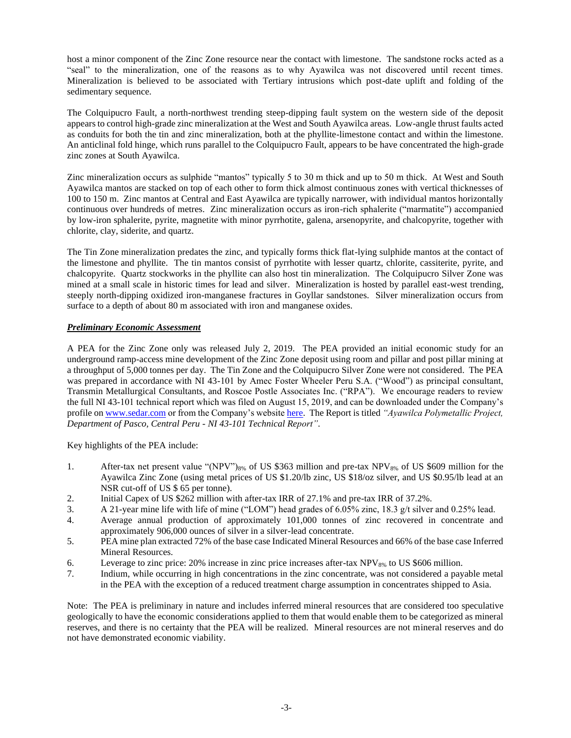host a minor component of the Zinc Zone resource near the contact with limestone. The sandstone rocks acted as a "seal" to the mineralization, one of the reasons as to why Ayawilca was not discovered until recent times. Mineralization is believed to be associated with Tertiary intrusions which post-date uplift and folding of the sedimentary sequence.

The Colquipucro Fault, a north-northwest trending steep-dipping fault system on the western side of the deposit appears to control high-grade zinc mineralization at the West and South Ayawilca areas. Low-angle thrust faults acted as conduits for both the tin and zinc mineralization, both at the phyllite-limestone contact and within the limestone. An anticlinal fold hinge, which runs parallel to the Colquipucro Fault, appears to be have concentrated the high-grade zinc zones at South Ayawilca.

Zinc mineralization occurs as sulphide "mantos" typically 5 to 30 m thick and up to 50 m thick. At West and South Ayawilca mantos are stacked on top of each other to form thick almost continuous zones with vertical thicknesses of 100 to 150 m. Zinc mantos at Central and East Ayawilca are typically narrower, with individual mantos horizontally continuous over hundreds of metres. Zinc mineralization occurs as iron-rich sphalerite ("marmatite") accompanied by low-iron sphalerite, pyrite, magnetite with minor pyrrhotite, galena, arsenopyrite, and chalcopyrite, together with chlorite, clay, siderite, and quartz.

The Tin Zone mineralization predates the zinc, and typically forms thick flat-lying sulphide mantos at the contact of the limestone and phyllite. The tin mantos consist of pyrrhotite with lesser quartz, chlorite, cassiterite, pyrite, and chalcopyrite. Quartz stockworks in the phyllite can also host tin mineralization. The Colquipucro Silver Zone was mined at a small scale in historic times for lead and silver. Mineralization is hosted by parallel east-west trending, steeply north-dipping oxidized iron-manganese fractures in Goyllar sandstones. Silver mineralization occurs from surface to a depth of about 80 m associated with iron and manganese oxides.

***Preliminary Economic Assessment***

A PEA for the Zinc Zone only was released July 2, 2019. The PEA provided an initial economic study for an underground ramp-access mine development of the Zinc Zone deposit using room and pillar and post pillar mining at a throughput of 5,000 tonnes per day. The Tin Zone and the Colquipucro Silver Zone were not considered. The PEA was prepared in accordance with NI 43-101 by Amec Foster Wheeler Peru S.A. ("Wood") as principal consultant, Transmin Metallurgical Consultants, and Roscoe Postle Associates Inc. ("RPA"). We encourage readers to review the full NI 43-101 technical report which was filed on August 15, 2019, and can be downloaded under the Company's profile on www.sedar.com or from the Company's website here. The Report is titled *"Ayawilca Polymetallic Project, Department of Pasco, Central Peru - NI 43-101 Technical Report"*.

Key highlights of the PEA include:

1. After-tax net present value "(NPV")$_{8\%}$ of US \$363 million and pre-tax NPV$_{8\%}$ of US \$609 million for the Ayawilca Zinc Zone (using metal prices of US \$1.20/lb zinc, US \$18/oz silver, and US \$0.95/lb lead at an NSR cut-off of US \$ 65 per tonne).
2. Initial Capex of US \$262 million with after-tax IRR of 27.1% and pre-tax IRR of 37.2%.
3. A 21-year mine life with life of mine ("LOM") head grades of 6.05% zinc, 18.3 g/t silver and 0.25% lead.
4. Average annual production of approximately 101,000 tonnes of zinc recovered in concentrate and approximately 906,000 ounces of silver in a silver-lead concentrate.
5. PEA mine plan extracted 72% of the base case Indicated Mineral Resources and 66% of the base case Inferred Mineral Resources.
6. Leverage to zinc price: 20% increase in zinc price increases after-tax NPV$_{8\%}$ to US \$606 million.
7. Indium, while occurring in high concentrations in the zinc concentrate, was not considered a payable metal in the PEA with the exception of a reduced treatment charge assumption in concentrates shipped to Asia.

Note: The PEA is preliminary in nature and includes inferred mineral resources that are considered too speculative geologically to have the economic considerations applied to them that would enable them to be categorized as mineral reserves, and there is no certainty that the PEA will be realized. Mineral resources are not mineral reserves and do not have demonstrated economic viability.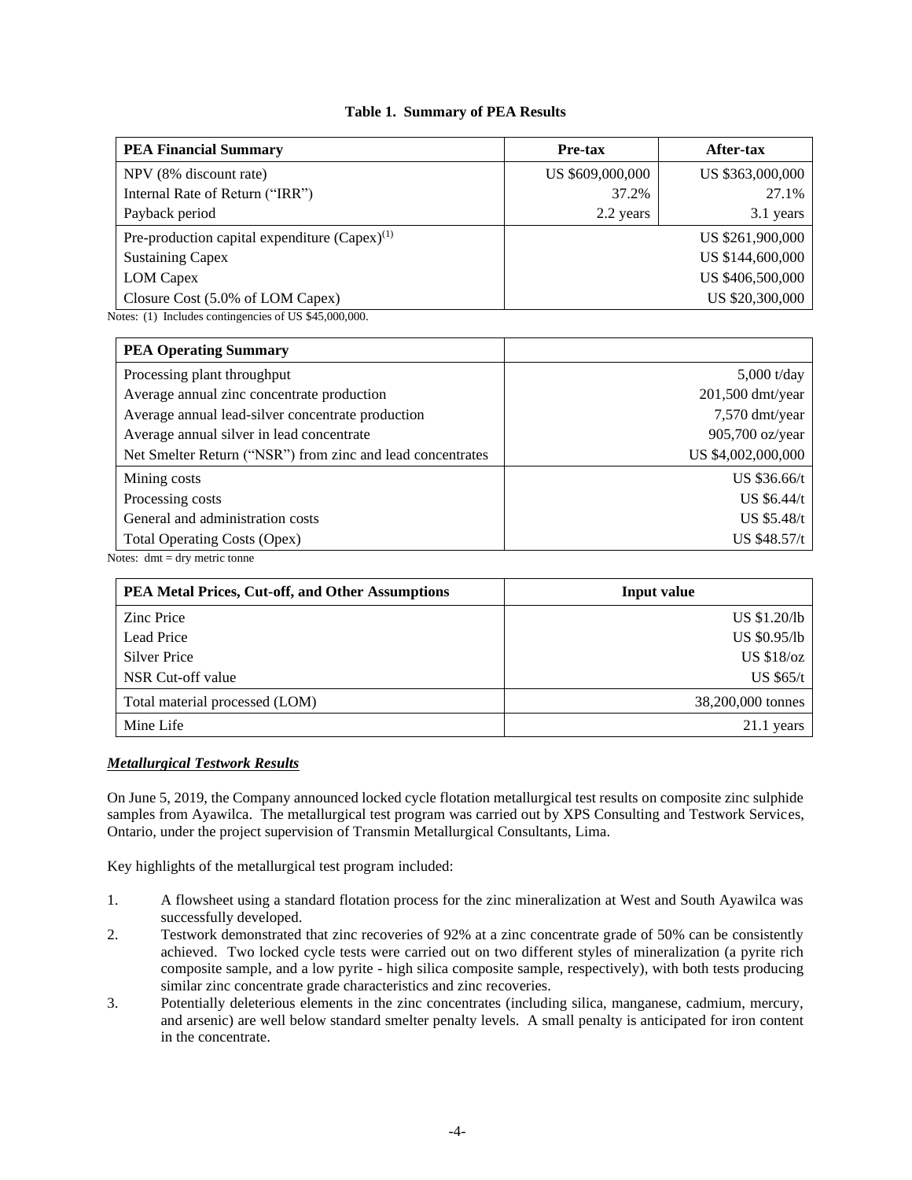**Table 1. Summary of PEA Results**

| PEA Financial Summary | Pre-tax | After-tax |
|---|---|---|
| NPV (8% discount rate) | US $609,000,000 | US $363,000,000 |
| Internal Rate of Return ("IRR") | 37.2% | 27.1% |
| Payback period | 2.2 years | 3.1 years |
| Pre-production capital expenditure (Capex)[(1)] | | US $261,900,000 |
| Sustaining Capex | | US $144,600,000 |
| LOM Capex | | US $406,500,000 |
| Closure Cost (5.0% of LOM Capex) | | US $20,300,000 |

Notes: (1) Includes contingencies of US $45,000,000.

| PEA Operating Summary | |
|---|---|
| Processing plant throughput | 5,000 t/day |
| Average annual zinc concentrate production | 201,500 dmt/year |
| Average annual lead-silver concentrate production | 7,570 dmt/year |
| Average annual silver in lead concentrate | 905,700 oz/year |
| Net Smelter Return ("NSR") from zinc and lead concentrates | US $4,002,000,000 |
| Mining costs | US $36.66/t |
| Processing costs | US $6.44/t |
| General and administration costs | US $5.48/t |
| Total Operating Costs (Opex) | US $48.57/t |

Notes: dmt = dry metric tonne

| PEA Metal Prices, Cut-off, and Other Assumptions | Input value |
|---|---|
| Zinc Price | US $1.20/lb |
| Lead Price | US $0.95/lb |
| Silver Price | US $18/oz |
| NSR Cut-off value | US $65/t |
| Total material processed (LOM) | 38,200,000 tonnes |
| Mine Life | 21.1 years |

***Metallurgical Testwork Results***

On June 5, 2019, the Company announced locked cycle flotation metallurgical test results on composite zinc sulphide samples from Ayawilca. The metallurgical test program was carried out by XPS Consulting and Testwork Services, Ontario, under the project supervision of Transmin Metallurgical Consultants, Lima.

Key highlights of the metallurgical test program included:

1. A flowsheet using a standard flotation process for the zinc mineralization at West and South Ayawilca was successfully developed.
2. Testwork demonstrated that zinc recoveries of 92% at a zinc concentrate grade of 50% can be consistently achieved. Two locked cycle tests were carried out on two different styles of mineralization (a pyrite rich composite sample, and a low pyrite - high silica composite sample, respectively), with both tests producing similar zinc concentrate grade characteristics and zinc recoveries.
3. Potentially deleterious elements in the zinc concentrates (including silica, manganese, cadmium, mercury, and arsenic) are well below standard smelter penalty levels. A small penalty is anticipated for iron content in the concentrate.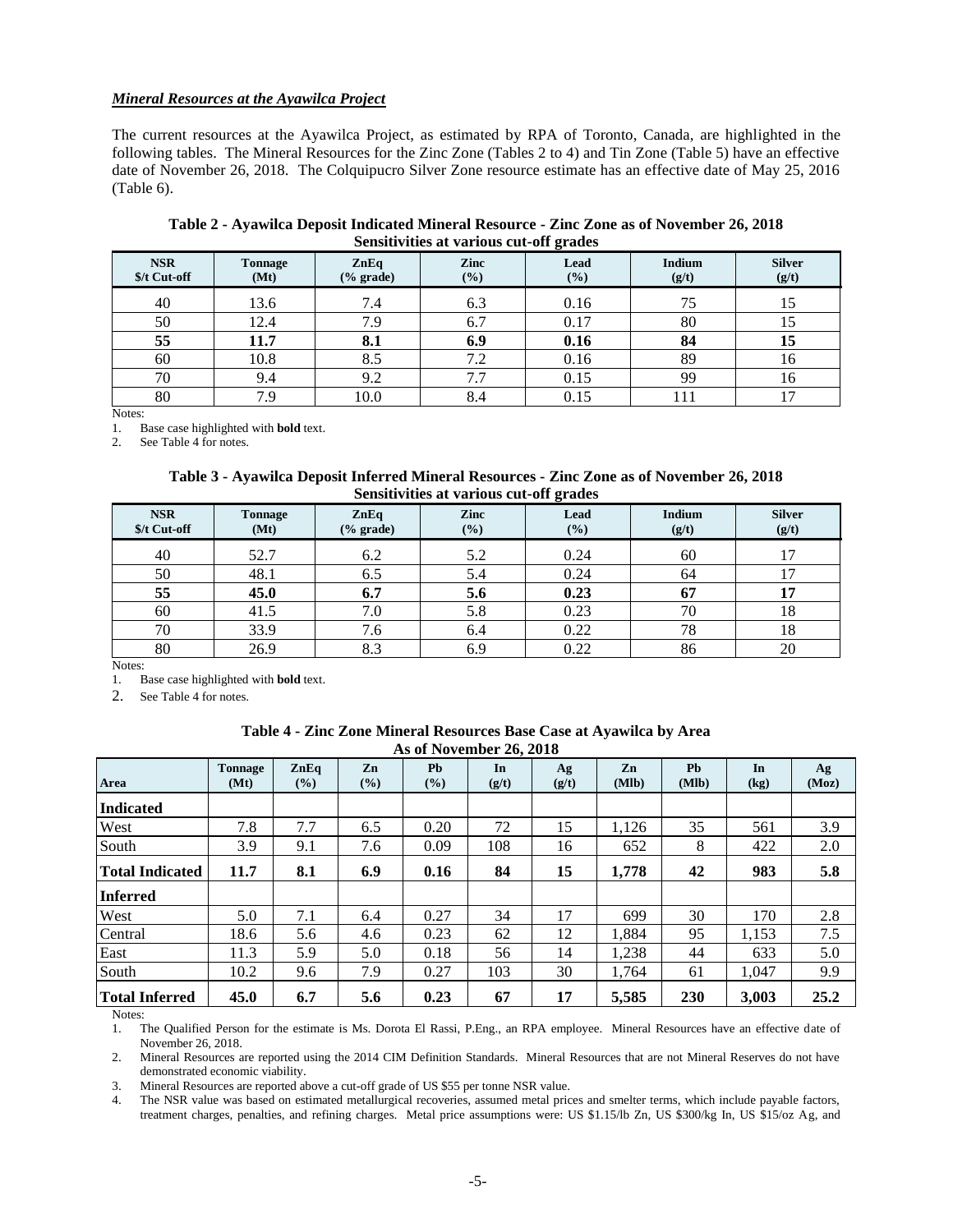***Mineral Resources at the Ayawilca Project***

The current resources at the Ayawilca Project, as estimated by RPA of Toronto, Canada, are highlighted in the following tables. The Mineral Resources for the Zinc Zone (Tables 2 to 4) and Tin Zone (Table 5) have an effective date of November 26, 2018. The Colquipucro Silver Zone resource estimate has an effective date of May 25, 2016 (Table 6).

**Table 2 - Ayawilca Deposit Indicated Mineral Resource - Zinc Zone as of November 26, 2018**
**Sensitivities at various cut-off grades**

| NSR $/t Cut-off | Tonnage (Mt) | ZnEq (% grade) | Zinc (%) | Lead (%) | Indium (g/t) | Silver (g/t) |
|---|---|---|---|---|---|---|
| 40 | 13.6 | 7.4 | 6.3 | 0.16 | 75 | 15 |
| 50 | 12.4 | 7.9 | 6.7 | 0.17 | 80 | 15 |
| **55** | **11.7** | **8.1** | **6.9** | **0.16** | **84** | **15** |
| 60 | 10.8 | 8.5 | 7.2 | 0.16 | 89 | 16 |
| 70 | 9.4 | 9.2 | 7.7 | 0.15 | 99 | 16 |
| 80 | 7.9 | 10.0 | 8.4 | 0.15 | 111 | 17 |

Notes:

1. Base case highlighted with **bold** text.
2. See Table 4 for notes.

**Table 3 - Ayawilca Deposit Inferred Mineral Resources - Zinc Zone as of November 26, 2018**
**Sensitivities at various cut-off grades**

| NSR $/t Cut-off | Tonnage (Mt) | ZnEq (% grade) | Zinc (%) | Lead (%) | Indium (g/t) | Silver (g/t) |
|---|---|---|---|---|---|---|
| 40 | 52.7 | 6.2 | 5.2 | 0.24 | 60 | 17 |
| 50 | 48.1 | 6.5 | 5.4 | 0.24 | 64 | 17 |
| **55** | **45.0** | **6.7** | **5.6** | **0.23** | **67** | **17** |
| 60 | 41.5 | 7.0 | 5.8 | 0.23 | 70 | 18 |
| 70 | 33.9 | 7.6 | 6.4 | 0.22 | 78 | 18 |
| 80 | 26.9 | 8.3 | 6.9 | 0.22 | 86 | 20 |

Notes:

1. Base case highlighted with **bold** text.
2. See Table 4 for notes.

**Table 4 - Zinc Zone Mineral Resources Base Case at Ayawilca by Area**
**As of November 26, 2018**

| Area | Tonnage (Mt) | ZnEq (%) | Zn (%) | Pb (%) | In (g/t) | Ag (g/t) | Zn (Mlb) | Pb (Mlb) | In (kg) | Ag (Moz) |
|---|---|---|---|---|---|---|---|---|---|---|
| **Indicated** | | | | | | | | | | |
| West | 7.8 | 7.7 | 6.5 | 0.20 | 72 | 15 | 1,126 | 35 | 561 | 3.9 |
| South | 3.9 | 9.1 | 7.6 | 0.09 | 108 | 16 | 652 | 8 | 422 | 2.0 |
| **Total Indicated** | **11.7** | **8.1** | **6.9** | **0.16** | **84** | **15** | **1,778** | **42** | **983** | **5.8** |
| **Inferred** | | | | | | | | | | |
| West | 5.0 | 7.1 | 6.4 | 0.27 | 34 | 17 | 699 | 30 | 170 | 2.8 |
| Central | 18.6 | 5.6 | 4.6 | 0.23 | 62 | 12 | 1,884 | 95 | 1,153 | 7.5 |
| East | 11.3 | 5.9 | 5.0 | 0.18 | 56 | 14 | 1,238 | 44 | 633 | 5.0 |
| South | 10.2 | 9.6 | 7.9 | 0.27 | 103 | 30 | 1,764 | 61 | 1,047 | 9.9 |
| **Total Inferred** | **45.0** | **6.7** | **5.6** | **0.23** | **67** | **17** | **5,585** | **230** | **3,003** | **25.2** |

Notes:

1. The Qualified Person for the estimate is Ms. Dorota El Rassi, P.Eng., an RPA employee. Mineral Resources have an effective date of November 26, 2018.
2. Mineral Resources are reported using the 2014 CIM Definition Standards. Mineral Resources that are not Mineral Reserves do not have demonstrated economic viability.
3. Mineral Resources are reported above a cut-off grade of US $55 per tonne NSR value.
4. The NSR value was based on estimated metallurgical recoveries, assumed metal prices and smelter terms, which include payable factors, treatment charges, penalties, and refining charges. Metal price assumptions were: US $1.15/lb Zn, US $300/kg In, US $15/oz Ag, and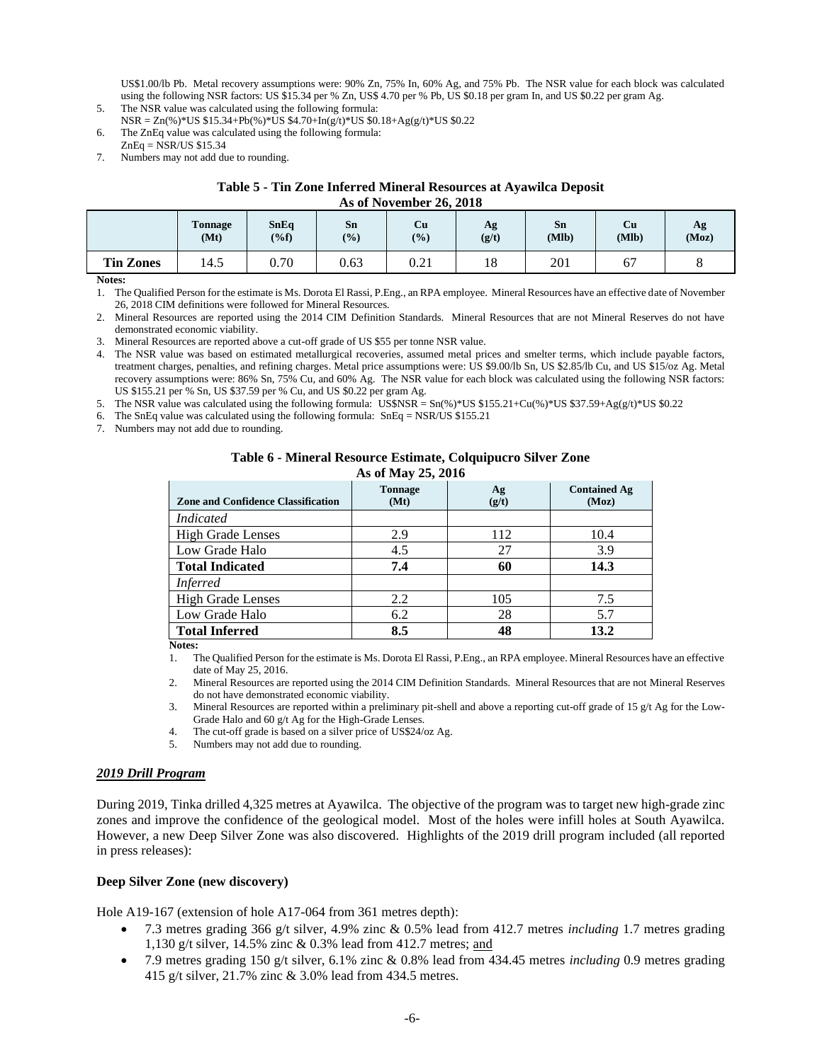US$1.00/lb Pb. Metal recovery assumptions were: 90% Zn, 75% In, 60% Ag, and 75% Pb. The NSR value for each block was calculated using the following NSR factors: US $15.34 per % Zn, US$ 4.70 per % Pb, US $0.18 per gram In, and US $0.22 per gram Ag.

5. The NSR value was calculated using the following formula:
   NSR = Zn(%)*US $15.34+Pb(%)*US $4.70+In(g/t)*US $0.18+Ag(g/t)*US $0.22
6. The ZnEq value was calculated using the following formula:
   ZnEq = NSR/US $15.34
7. Numbers may not add due to rounding.

**Table 5 - Tin Zone Inferred Mineral Resources at Ayawilca Deposit**
**As of November 26, 2018**

| | Tonnage (Mt) | SnEq (%f) | Sn (%) | Cu (%) | Ag (g/t) | Sn (Mlb) | Cu (Mlb) | Ag (Moz) |
|---|---|---|---|---|---|---|---|---|
| **Tin Zones** | 14.5 | 0.70 | 0.63 | 0.21 | 18 | 201 | 67 | 8 |

**Notes:**

1. The Qualified Person for the estimate is Ms. Dorota El Rassi, P.Eng., an RPA employee. Mineral Resources have an effective date of November 26, 2018 CIM definitions were followed for Mineral Resources.
2. Mineral Resources are reported using the 2014 CIM Definition Standards. Mineral Resources that are not Mineral Reserves do not have demonstrated economic viability.
3. Mineral Resources are reported above a cut-off grade of US $55 per tonne NSR value.
4. The NSR value was based on estimated metallurgical recoveries, assumed metal prices and smelter terms, which include payable factors, treatment charges, penalties, and refining charges. Metal price assumptions were: US $9.00/lb Sn, US $2.85/lb Cu, and US $15/oz Ag. Metal recovery assumptions were: 86% Sn, 75% Cu, and 60% Ag. The NSR value for each block was calculated using the following NSR factors: US $155.21 per % Sn, US $37.59 per % Cu, and US $0.22 per gram Ag.
5. The NSR value was calculated using the following formula: US$NSR = Sn(%)*US $155.21+Cu(%)*US $37.59+Ag(g/t)*US $0.22
6. The SnEq value was calculated using the following formula: SnEq = NSR/US $155.21
7. Numbers may not add due to rounding.

**Table 6 - Mineral Resource Estimate, Colquipucro Silver Zone**
**As of May 25, 2016**

| Zone and Confidence Classification | Tonnage (Mt) | Ag (g/t) | Contained Ag (Moz) |
|---|---|---|---|
| *Indicated* | | | |
| High Grade Lenses | 2.9 | 112 | 10.4 |
| Low Grade Halo | 4.5 | 27 | 3.9 |
| **Total Indicated** | **7.4** | **60** | **14.3** |
| *Inferred* | | | |
| High Grade Lenses | 2.2 | 105 | 7.5 |
| Low Grade Halo | 6.2 | 28 | 5.7 |
| **Total Inferred** | **8.5** | **48** | **13.2** |

**Notes:**

1. The Qualified Person for the estimate is Ms. Dorota El Rassi, P.Eng., an RPA employee. Mineral Resources have an effective date of May 25, 2016.
2. Mineral Resources are reported using the 2014 CIM Definition Standards. Mineral Resources that are not Mineral Reserves do not have demonstrated economic viability.
3. Mineral Resources are reported within a preliminary pit-shell and above a reporting cut-off grade of 15 g/t Ag for the Low-Grade Halo and 60 g/t Ag for the High-Grade Lenses.
4. The cut-off grade is based on a silver price of US$24/oz Ag.
5. Numbers may not add due to rounding.

### ***2019 Drill Program***

During 2019, Tinka drilled 4,325 metres at Ayawilca. The objective of the program was to target new high-grade zinc zones and improve the confidence of the geological model. Most of the holes were infill holes at South Ayawilca. However, a new Deep Silver Zone was also discovered. Highlights of the 2019 drill program included (all reported in press releases):

**Deep Silver Zone (new discovery)**

Hole A19-167 (extension of hole A17-064 from 361 metres depth):

- 7.3 metres grading 366 g/t silver, 4.9% zinc & 0.5% lead from 412.7 metres *including* 1.7 metres grading 1,130 g/t silver, 14.5% zinc & 0.3% lead from 412.7 metres; and
- 7.9 metres grading 150 g/t silver, 6.1% zinc & 0.8% lead from 434.45 metres *including* 0.9 metres grading 415 g/t silver, 21.7% zinc & 3.0% lead from 434.5 metres.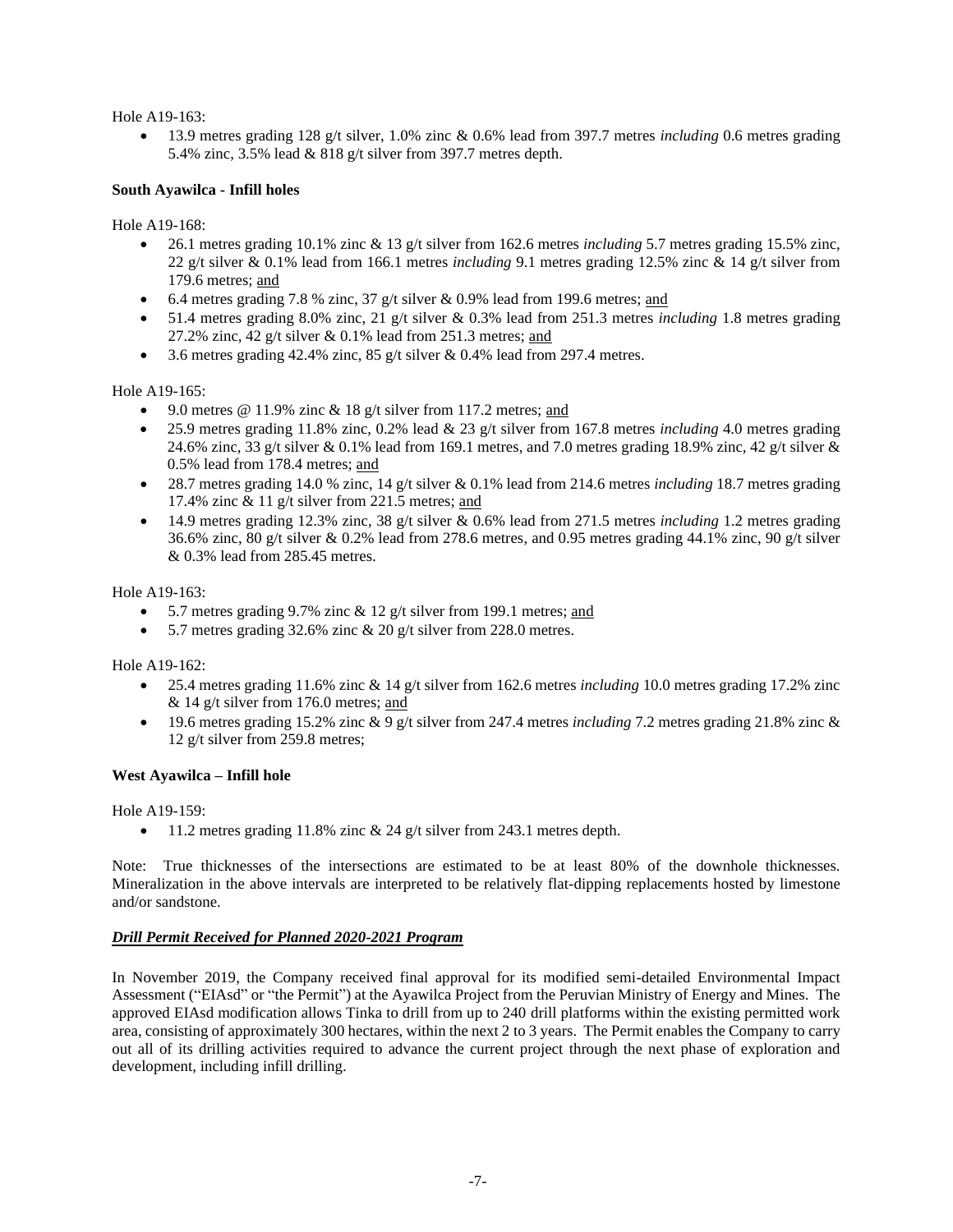Hole A19-163:

- 13.9 metres grading 128 g/t silver, 1.0% zinc & 0.6% lead from 397.7 metres *including* 0.6 metres grading 5.4% zinc, 3.5% lead & 818 g/t silver from 397.7 metres depth.

**South Ayawilca - Infill holes**

Hole A19-168:

- 26.1 metres grading 10.1% zinc & 13 g/t silver from 162.6 metres *including* 5.7 metres grading 15.5% zinc, 22 g/t silver & 0.1% lead from 166.1 metres *including* 9.1 metres grading 12.5% zinc & 14 g/t silver from 179.6 metres; <u>and</u>
- 6.4 metres grading 7.8 % zinc, 37 g/t silver & 0.9% lead from 199.6 metres; <u>and</u>
- 51.4 metres grading 8.0% zinc, 21 g/t silver & 0.3% lead from 251.3 metres *including* 1.8 metres grading 27.2% zinc, 42 g/t silver & 0.1% lead from 251.3 metres; <u>and</u>
- 3.6 metres grading 42.4% zinc, 85 g/t silver & 0.4% lead from 297.4 metres.

Hole A19-165:

- 9.0 metres @ 11.9% zinc & 18 g/t silver from 117.2 metres; <u>and</u>
- 25.9 metres grading 11.8% zinc, 0.2% lead & 23 g/t silver from 167.8 metres *including* 4.0 metres grading 24.6% zinc, 33 g/t silver & 0.1% lead from 169.1 metres, and 7.0 metres grading 18.9% zinc, 42 g/t silver & 0.5% lead from 178.4 metres; <u>and</u>
- 28.7 metres grading 14.0 % zinc, 14 g/t silver & 0.1% lead from 214.6 metres *including* 18.7 metres grading 17.4% zinc & 11 g/t silver from 221.5 metres; <u>and</u>
- 14.9 metres grading 12.3% zinc, 38 g/t silver & 0.6% lead from 271.5 metres *including* 1.2 metres grading 36.6% zinc, 80 g/t silver & 0.2% lead from 278.6 metres, and 0.95 metres grading 44.1% zinc, 90 g/t silver & 0.3% lead from 285.45 metres.

Hole A19-163:

- 5.7 metres grading 9.7% zinc & 12 g/t silver from 199.1 metres; <u>and</u>
- 5.7 metres grading 32.6% zinc & 20 g/t silver from 228.0 metres.

Hole A19-162:

- 25.4 metres grading 11.6% zinc & 14 g/t silver from 162.6 metres *including* 10.0 metres grading 17.2% zinc & 14 g/t silver from 176.0 metres; <u>and</u>
- 19.6 metres grading 15.2% zinc & 9 g/t silver from 247.4 metres *including* 7.2 metres grading 21.8% zinc & 12 g/t silver from 259.8 metres;

**West Ayawilca – Infill hole**

Hole A19-159:

- 11.2 metres grading 11.8% zinc & 24 g/t silver from 243.1 metres depth.

Note: True thicknesses of the intersections are estimated to be at least 80% of the downhole thicknesses. Mineralization in the above intervals are interpreted to be relatively flat-dipping replacements hosted by limestone and/or sandstone.

***<u>Drill Permit Received for Planned 2020-2021 Program</u>***

In November 2019, the Company received final approval for its modified semi-detailed Environmental Impact Assessment ("EIAsd" or "the Permit") at the Ayawilca Project from the Peruvian Ministry of Energy and Mines. The approved EIAsd modification allows Tinka to drill from up to 240 drill platforms within the existing permitted work area, consisting of approximately 300 hectares, within the next 2 to 3 years. The Permit enables the Company to carry out all of its drilling activities required to advance the current project through the next phase of exploration and development, including infill drilling.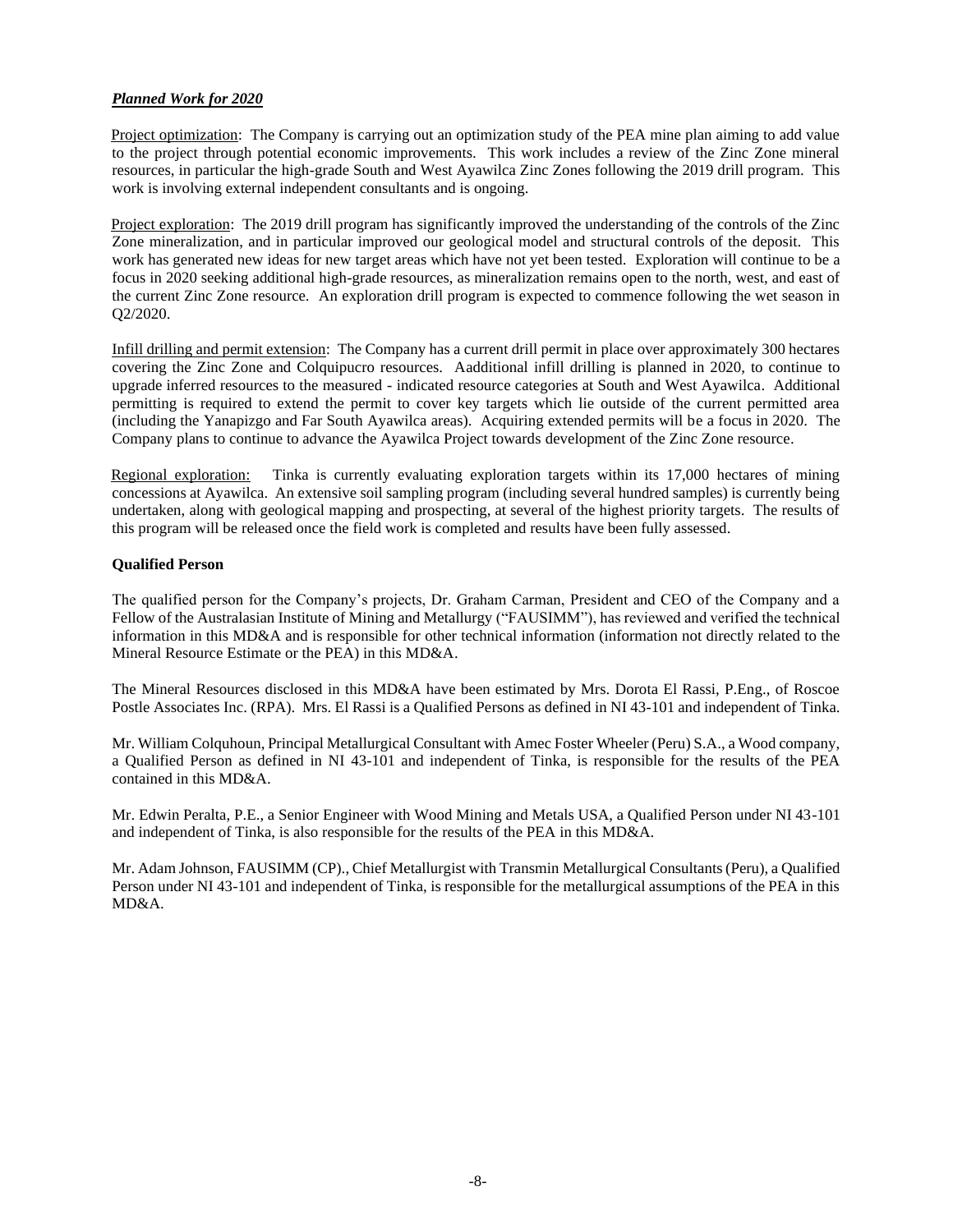***Planned Work for 2020***

Project optimization: The Company is carrying out an optimization study of the PEA mine plan aiming to add value to the project through potential economic improvements. This work includes a review of the Zinc Zone mineral resources, in particular the high-grade South and West Ayawilca Zinc Zones following the 2019 drill program. This work is involving external independent consultants and is ongoing.

Project exploration: The 2019 drill program has significantly improved the understanding of the controls of the Zinc Zone mineralization, and in particular improved our geological model and structural controls of the deposit. This work has generated new ideas for new target areas which have not yet been tested. Exploration will continue to be a focus in 2020 seeking additional high-grade resources, as mineralization remains open to the north, west, and east of the current Zinc Zone resource. An exploration drill program is expected to commence following the wet season in Q2/2020.

Infill drilling and permit extension: The Company has a current drill permit in place over approximately 300 hectares covering the Zinc Zone and Colquipucro resources. Aadditional infill drilling is planned in 2020, to continue to upgrade inferred resources to the measured - indicated resource categories at South and West Ayawilca. Additional permitting is required to extend the permit to cover key targets which lie outside of the current permitted area (including the Yanapizgo and Far South Ayawilca areas). Acquiring extended permits will be a focus in 2020. The Company plans to continue to advance the Ayawilca Project towards development of the Zinc Zone resource.

Regional exploration: Tinka is currently evaluating exploration targets within its 17,000 hectares of mining concessions at Ayawilca. An extensive soil sampling program (including several hundred samples) is currently being undertaken, along with geological mapping and prospecting, at several of the highest priority targets. The results of this program will be released once the field work is completed and results have been fully assessed.

**Qualified Person**

The qualified person for the Company's projects, Dr. Graham Carman, President and CEO of the Company and a Fellow of the Australasian Institute of Mining and Metallurgy ("FAUSIMM"), has reviewed and verified the technical information in this MD&A and is responsible for other technical information (information not directly related to the Mineral Resource Estimate or the PEA) in this MD&A.

The Mineral Resources disclosed in this MD&A have been estimated by Mrs. Dorota El Rassi, P.Eng., of Roscoe Postle Associates Inc. (RPA). Mrs. El Rassi is a Qualified Persons as defined in NI 43-101 and independent of Tinka.

Mr. William Colquhoun, Principal Metallurgical Consultant with Amec Foster Wheeler (Peru) S.A., a Wood company, a Qualified Person as defined in NI 43-101 and independent of Tinka, is responsible for the results of the PEA contained in this MD&A.

Mr. Edwin Peralta, P.E., a Senior Engineer with Wood Mining and Metals USA, a Qualified Person under NI 43-101 and independent of Tinka, is also responsible for the results of the PEA in this MD&A.

Mr. Adam Johnson, FAUSIMM (CP)., Chief Metallurgist with Transmin Metallurgical Consultants (Peru), a Qualified Person under NI 43-101 and independent of Tinka, is responsible for the metallurgical assumptions of the PEA in this MD&A.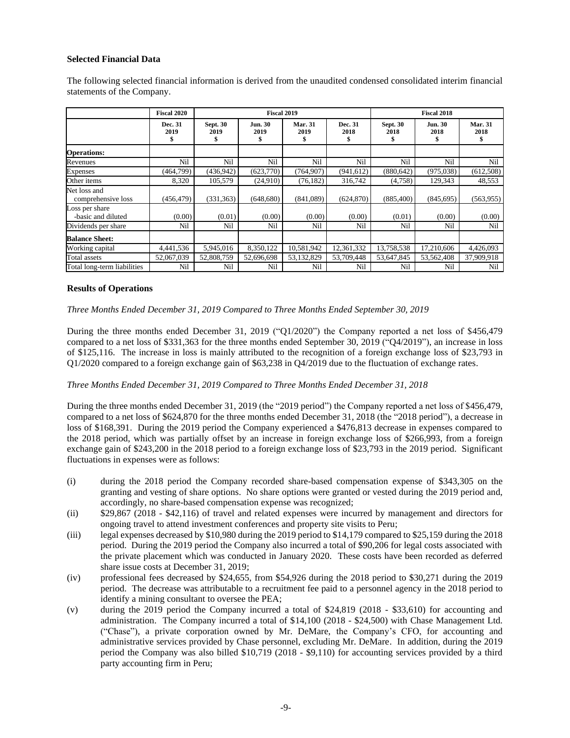**Selected Financial Data**

The following selected financial information is derived from the unaudited condensed consolidated interim financial statements of the Company.

| | Fiscal 2020 | Fiscal 2019 | | | | Fiscal 2018 | | |
|---|---|---|---|---|---|---|---|---|
| | Dec. 31 2019 $ | Sept. 30 2019 $ | Jun. 30 2019 $ | Mar. 31 2019 $ | Dec. 31 2018 $ | Sept. 30 2018 $ | Jun. 30 2018 $ | Mar. 31 2018 $ |
| **Operations:** | | | | | | | | |
| Revenues | Nil | Nil | Nil | Nil | Nil | Nil | Nil | Nil |
| Expenses | (464,799) | (436,942) | (623,770) | (764,907) | (941,612) | (880,642) | (975,038) | (612,508) |
| Other items | 8,320 | 105,579 | (24,910) | (76,182) | 316,742 | (4,758) | 129,343 | 48,553 |
| Net loss and comprehensive loss | (456,479) | (331,363) | (648,680) | (841,089) | (624,870) | (885,400) | (845,695) | (563,955) |
| Loss per share -basic and diluted | (0.00) | (0.01) | (0.00) | (0.00) | (0.00) | (0.01) | (0.00) | (0.00) |
| Dividends per share | Nil | Nil | Nil | Nil | Nil | Nil | Nil | Nil |
| **Balance Sheet:** | | | | | | | | |
| Working capital | 4,441,536 | 5,945,016 | 8,350,122 | 10,581,942 | 12,361,332 | 13,758,538 | 17,210,606 | 4,426,093 |
| Total assets | 52,067,039 | 52,808,759 | 52,696,698 | 53,132,829 | 53,709,448 | 53,647,845 | 53,562,408 | 37,909,918 |
| Total long-term liabilities | Nil | Nil | Nil | Nil | Nil | Nil | Nil | Nil |

**Results of Operations**

*Three Months Ended December 31, 2019 Compared to Three Months Ended September 30, 2019*

During the three months ended December 31, 2019 ("Q1/2020") the Company reported a net loss of $456,479 compared to a net loss of $331,363 for the three months ended September 30, 2019 ("Q4/2019"), an increase in loss of $125,116. The increase in loss is mainly attributed to the recognition of a foreign exchange loss of $23,793 in Q1/2020 compared to a foreign exchange gain of $63,238 in Q4/2019 due to the fluctuation of exchange rates.

*Three Months Ended December 31, 2019 Compared to Three Months Ended December 31, 2018*

During the three months ended December 31, 2019 (the "2019 period") the Company reported a net loss of $456,479, compared to a net loss of $624,870 for the three months ended December 31, 2018 (the "2018 period"), a decrease in loss of $168,391. During the 2019 period the Company experienced a $476,813 decrease in expenses compared to the 2018 period, which was partially offset by an increase in foreign exchange loss of $266,993, from a foreign exchange gain of $243,200 in the 2018 period to a foreign exchange loss of $23,793 in the 2019 period. Significant fluctuations in expenses were as follows:

(i) during the 2018 period the Company recorded share-based compensation expense of $343,305 on the granting and vesting of share options. No share options were granted or vested during the 2019 period and, accordingly, no share-based compensation expense was recognized;

(ii) $29,867 (2018 - $42,116) of travel and related expenses were incurred by management and directors for ongoing travel to attend investment conferences and property site visits to Peru;

(iii) legal expenses decreased by $10,980 during the 2019 period to $14,179 compared to $25,159 during the 2018 period. During the 2019 period the Company also incurred a total of $90,206 for legal costs associated with the private placement which was conducted in January 2020. These costs have been recorded as deferred share issue costs at December 31, 2019;

(iv) professional fees decreased by $24,655, from $54,926 during the 2018 period to $30,271 during the 2019 period. The decrease was attributable to a recruitment fee paid to a personnel agency in the 2018 period to identify a mining consultant to oversee the PEA;

(v) during the 2019 period the Company incurred a total of $24,819 (2018 - $33,610) for accounting and administration. The Company incurred a total of $14,100 (2018 - $24,500) with Chase Management Ltd. ("Chase"), a private corporation owned by Mr. DeMare, the Company's CFO, for accounting and administrative services provided by Chase personnel, excluding Mr. DeMare. In addition, during the 2019 period the Company was also billed $10,719 (2018 - $9,110) for accounting services provided by a third party accounting firm in Peru;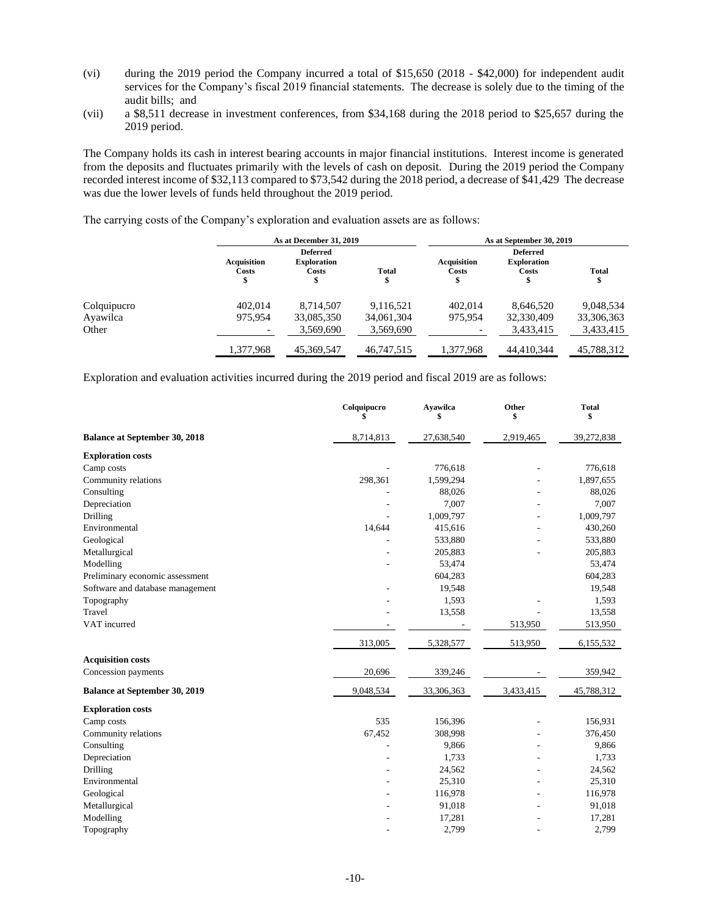(vi) during the 2019 period the Company incurred a total of $15,650 (2018 - $42,000) for independent audit services for the Company's fiscal 2019 financial statements. The decrease is solely due to the timing of the audit bills; and

(vii) a $8,511 decrease in investment conferences, from $34,168 during the 2018 period to $25,657 during the 2019 period.

The Company holds its cash in interest bearing accounts in major financial institutions. Interest income is generated from the deposits and fluctuates primarily with the levels of cash on deposit. During the 2019 period the Company recorded interest income of $32,113 compared to $73,542 during the 2018 period, a decrease of $41,429 The decrease was due the lower levels of funds held throughout the 2019 period.

The carrying costs of the Company's exploration and evaluation assets are as follows:

| | As at December 31, 2019 | | | As at September 30, 2019 | | |
|---|---|---|---|---|---|---|
| | Acquisition Costs $ | Deferred Exploration Costs $ | Total $ | Acquisition Costs $ | Deferred Exploration Costs $ | Total $ |
| Colquipucro | 402,014 | 8,714,507 | 9,116,521 | 402,014 | 8,646,520 | 9,048,534 |
| Ayawilca | 975,954 | 33,085,350 | 34,061,304 | 975,954 | 32,330,409 | 33,306,363 |
| Other | - | 3,569,690 | 3,569,690 | - | 3,433,415 | 3,433,415 |
| | 1,377,968 | 45,369,547 | 46,747,515 | 1,377,968 | 44,410,344 | 45,788,312 |

Exploration and evaluation activities incurred during the 2019 period and fiscal 2019 are as follows:

| | Colquipucro $ | Ayawilca $ | Other $ | Total $ |
|---|---|---|---|---|
| **Balance at September 30, 2018** | 8,714,813 | 27,638,540 | 2,919,465 | 39,272,838 |
| **Exploration costs** | | | | |
| Camp costs | - | 776,618 | - | 776,618 |
| Community relations | 298,361 | 1,599,294 | - | 1,897,655 |
| Consulting | - | 88,026 | - | 88,026 |
| Depreciation | - | 7,007 | - | 7,007 |
| Drilling | - | 1,009,797 | - | 1,009,797 |
| Environmental | 14,644 | 415,616 | - | 430,260 |
| Geological | - | 533,880 | - | 533,880 |
| Metallurgical | - | 205,883 | - | 205,883 |
| Modelling | - | 53,474 | | 53,474 |
| Preliminary economic assessment | | 604,283 | | 604,283 |
| Software and database management | - | 19,548 | | 19,548 |
| Topography | - | 1,593 | - | 1,593 |
| Travel | - | 13,558 | - | 13,558 |
| VAT incurred | - | - | 513,950 | 513,950 |
| | 313,005 | 5,328,577 | 513,950 | 6,155,532 |
| **Acquisition costs** | | | | |
| Concession payments | 20,696 | 339,246 | - | 359,942 |
| **Balance at September 30, 2019** | 9,048,534 | 33,306,363 | 3,433,415 | 45,788,312 |
| **Exploration costs** | | | | |
| Camp costs | 535 | 156,396 | - | 156,931 |
| Community relations | 67,452 | 308,998 | - | 376,450 |
| Consulting | - | 9,866 | - | 9,866 |
| Depreciation | - | 1,733 | - | 1,733 |
| Drilling | - | 24,562 | - | 24,562 |
| Environmental | - | 25,310 | - | 25,310 |
| Geological | - | 116,978 | - | 116,978 |
| Metallurgical | - | 91,018 | - | 91,018 |
| Modelling | - | 17,281 | - | 17,281 |
| Topography | - | 2,799 | - | 2,799 |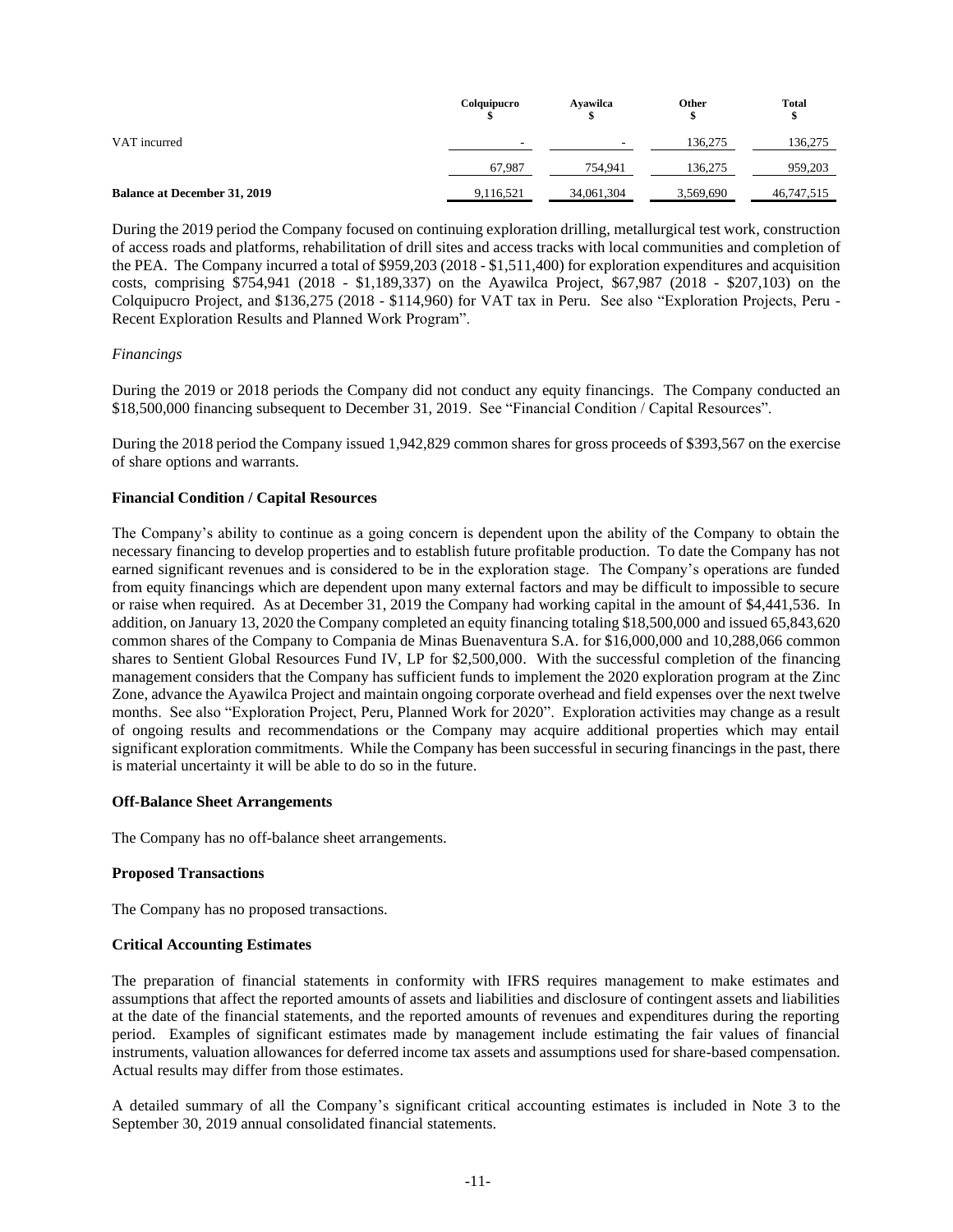| | Colquipucro<br>$ | Ayawilca<br>$ | Other<br>$ | Total<br>$ |
|---|---|---|---|---|
| VAT incurred | - | - | 136,275 | 136,275 |
| | 67,987 | 754,941 | 136,275 | 959,203 |
| **Balance at December 31, 2019** | 9,116,521 | 34,061,304 | 3,569,690 | 46,747,515 |

During the 2019 period the Company focused on continuing exploration drilling, metallurgical test work, construction of access roads and platforms, rehabilitation of drill sites and access tracks with local communities and completion of the PEA. The Company incurred a total of $959,203 (2018 - $1,511,400) for exploration expenditures and acquisition costs, comprising $754,941 (2018 - $1,189,337) on the Ayawilca Project, $67,987 (2018 - $207,103) on the Colquipucro Project, and $136,275 (2018 - $114,960) for VAT tax in Peru. See also "Exploration Projects, Peru - Recent Exploration Results and Planned Work Program".

*Financings*

During the 2019 or 2018 periods the Company did not conduct any equity financings. The Company conducted an $18,500,000 financing subsequent to December 31, 2019. See "Financial Condition / Capital Resources".

During the 2018 period the Company issued 1,942,829 common shares for gross proceeds of $393,567 on the exercise of share options and warrants.

**Financial Condition / Capital Resources**

The Company's ability to continue as a going concern is dependent upon the ability of the Company to obtain the necessary financing to develop properties and to establish future profitable production. To date the Company has not earned significant revenues and is considered to be in the exploration stage. The Company's operations are funded from equity financings which are dependent upon many external factors and may be difficult to impossible to secure or raise when required. As at December 31, 2019 the Company had working capital in the amount of $4,441,536. In addition, on January 13, 2020 the Company completed an equity financing totaling $18,500,000 and issued 65,843,620 common shares of the Company to Compania de Minas Buenaventura S.A. for $16,000,000 and 10,288,066 common shares to Sentient Global Resources Fund IV, LP for $2,500,000. With the successful completion of the financing management considers that the Company has sufficient funds to implement the 2020 exploration program at the Zinc Zone, advance the Ayawilca Project and maintain ongoing corporate overhead and field expenses over the next twelve months. See also "Exploration Project, Peru, Planned Work for 2020". Exploration activities may change as a result of ongoing results and recommendations or the Company may acquire additional properties which may entail significant exploration commitments. While the Company has been successful in securing financings in the past, there is material uncertainty it will be able to do so in the future.

**Off-Balance Sheet Arrangements**

The Company has no off-balance sheet arrangements.

**Proposed Transactions**

The Company has no proposed transactions.

**Critical Accounting Estimates**

The preparation of financial statements in conformity with IFRS requires management to make estimates and assumptions that affect the reported amounts of assets and liabilities and disclosure of contingent assets and liabilities at the date of the financial statements, and the reported amounts of revenues and expenditures during the reporting period. Examples of significant estimates made by management include estimating the fair values of financial instruments, valuation allowances for deferred income tax assets and assumptions used for share-based compensation. Actual results may differ from those estimates.

A detailed summary of all the Company's significant critical accounting estimates is included in Note 3 to the September 30, 2019 annual consolidated financial statements.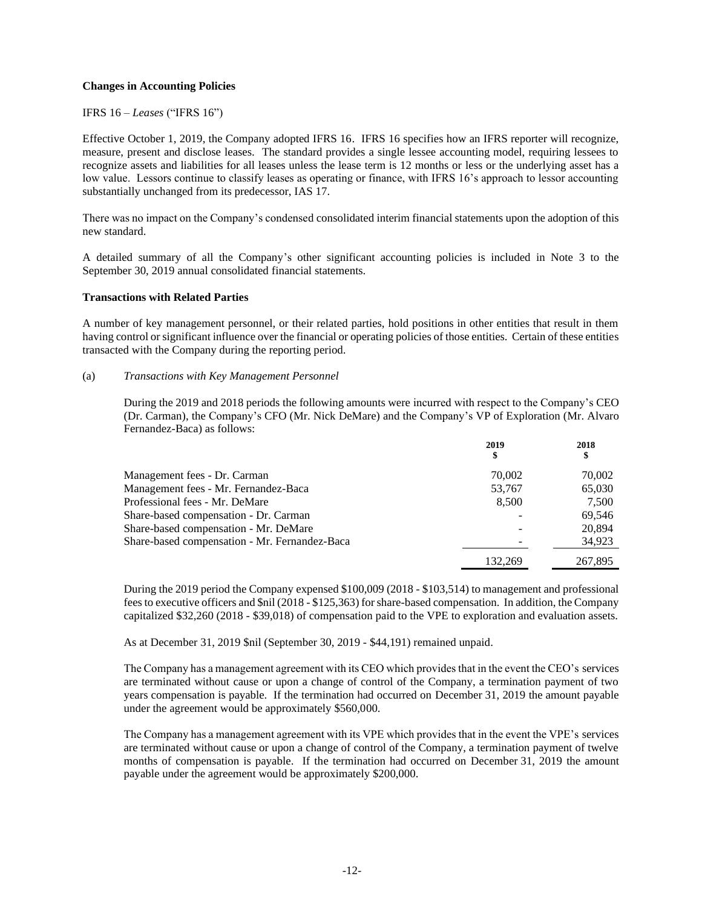**Changes in Accounting Policies**

IFRS 16 – *Leases* ("IFRS 16")

Effective October 1, 2019, the Company adopted IFRS 16. IFRS 16 specifies how an IFRS reporter will recognize, measure, present and disclose leases. The standard provides a single lessee accounting model, requiring lessees to recognize assets and liabilities for all leases unless the lease term is 12 months or less or the underlying asset has a low value. Lessors continue to classify leases as operating or finance, with IFRS 16's approach to lessor accounting substantially unchanged from its predecessor, IAS 17.

There was no impact on the Company's condensed consolidated interim financial statements upon the adoption of this new standard.

A detailed summary of all the Company's other significant accounting policies is included in Note 3 to the September 30, 2019 annual consolidated financial statements.

**Transactions with Related Parties**

A number of key management personnel, or their related parties, hold positions in other entities that result in them having control or significant influence over the financial or operating policies of those entities. Certain of these entities transacted with the Company during the reporting period.

(a) *Transactions with Key Management Personnel*

During the 2019 and 2018 periods the following amounts were incurred with respect to the Company's CEO (Dr. Carman), the Company's CFO (Mr. Nick DeMare) and the Company's VP of Exploration (Mr. Alvaro Fernandez-Baca) as follows:

| | 2019<br>$ | 2018<br>$ |
|---|---|---|
| Management fees - Dr. Carman | 70,002 | 70,002 |
| Management fees - Mr. Fernandez-Baca | 53,767 | 65,030 |
| Professional fees - Mr. DeMare | 8,500 | 7,500 |
| Share-based compensation - Dr. Carman | - | 69,546 |
| Share-based compensation - Mr. DeMare | - | 20,894 |
| Share-based compensation - Mr. Fernandez-Baca | - | 34,923 |
| | 132,269 | 267,895 |

During the 2019 period the Company expensed $100,009 (2018 - $103,514) to management and professional fees to executive officers and $nil (2018 - $125,363) for share-based compensation. In addition, the Company capitalized $32,260 (2018 - $39,018) of compensation paid to the VPE to exploration and evaluation assets.

As at December 31, 2019 $nil (September 30, 2019 - $44,191) remained unpaid.

The Company has a management agreement with its CEO which provides that in the event the CEO's services are terminated without cause or upon a change of control of the Company, a termination payment of two years compensation is payable. If the termination had occurred on December 31, 2019 the amount payable under the agreement would be approximately $560,000.

The Company has a management agreement with its VPE which provides that in the event the VPE's services are terminated without cause or upon a change of control of the Company, a termination payment of twelve months of compensation is payable. If the termination had occurred on December 31, 2019 the amount payable under the agreement would be approximately $200,000.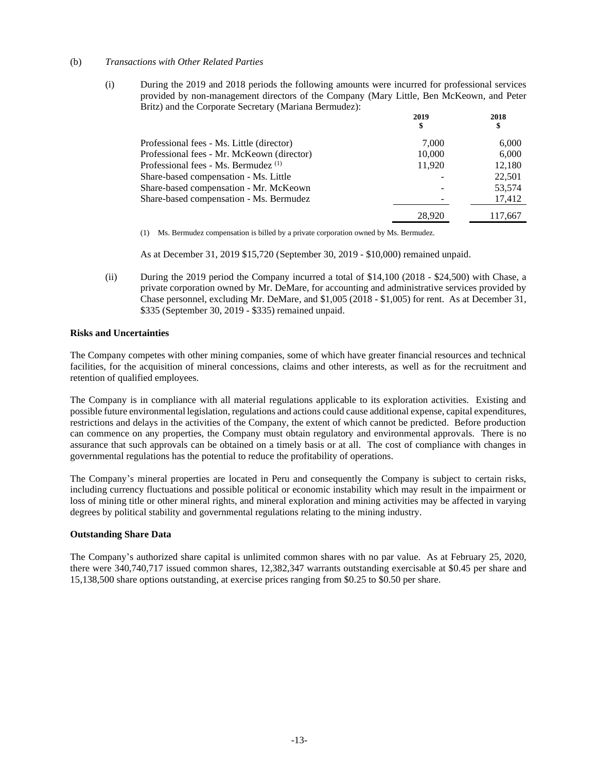(b) *Transactions with Other Related Parties*

(i) During the 2019 and 2018 periods the following amounts were incurred for professional services provided by non-management directors of the Company (Mary Little, Ben McKeown, and Peter Britz) and the Corporate Secretary (Mariana Bermudez):

| | 2019 $ | 2018 $ |
|---|---|---|
| Professional fees - Ms. Little (director) | 7,000 | 6,000 |
| Professional fees - Mr. McKeown (director) | 10,000 | 6,000 |
| Professional fees - Ms. Bermudez [(1)] | 11,920 | 12,180 |
| Share-based compensation - Ms. Little | - | 22,501 |
| Share-based compensation - Mr. McKeown | - | 53,574 |
| Share-based compensation - Ms. Bermudez | - | 17,412 |
| | 28,920 | 117,667 |

(1) Ms. Bermudez compensation is billed by a private corporation owned by Ms. Bermudez.

As at December 31, 2019 $15,720 (September 30, 2019 - $10,000) remained unpaid.

(ii) During the 2019 period the Company incurred a total of $14,100 (2018 - $24,500) with Chase, a private corporation owned by Mr. DeMare, for accounting and administrative services provided by Chase personnel, excluding Mr. DeMare, and $1,005 (2018 - $1,005) for rent. As at December 31, $335 (September 30, 2019 - $335) remained unpaid.

**Risks and Uncertainties**

The Company competes with other mining companies, some of which have greater financial resources and technical facilities, for the acquisition of mineral concessions, claims and other interests, as well as for the recruitment and retention of qualified employees.

The Company is in compliance with all material regulations applicable to its exploration activities. Existing and possible future environmental legislation, regulations and actions could cause additional expense, capital expenditures, restrictions and delays in the activities of the Company, the extent of which cannot be predicted. Before production can commence on any properties, the Company must obtain regulatory and environmental approvals. There is no assurance that such approvals can be obtained on a timely basis or at all. The cost of compliance with changes in governmental regulations has the potential to reduce the profitability of operations.

The Company's mineral properties are located in Peru and consequently the Company is subject to certain risks, including currency fluctuations and possible political or economic instability which may result in the impairment or loss of mining title or other mineral rights, and mineral exploration and mining activities may be affected in varying degrees by political stability and governmental regulations relating to the mining industry.

**Outstanding Share Data**

The Company's authorized share capital is unlimited common shares with no par value. As at February 25, 2020, there were 340,740,717 issued common shares, 12,382,347 warrants outstanding exercisable at $0.45 per share and 15,138,500 share options outstanding, at exercise prices ranging from $0.25 to $0.50 per share.